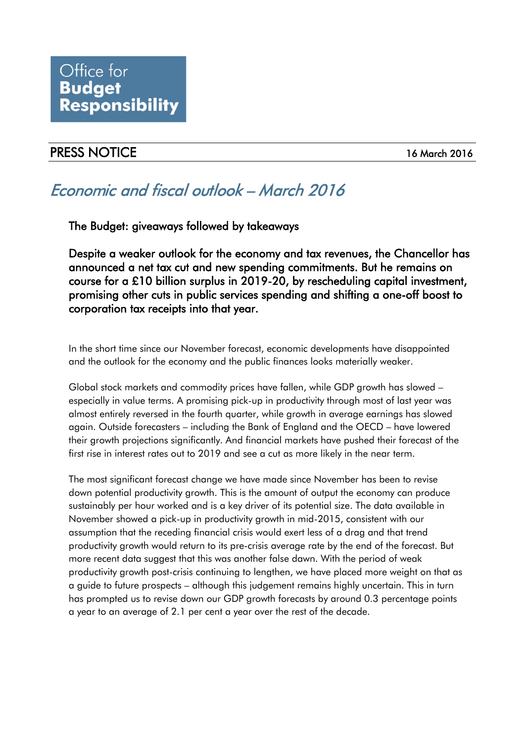Office for **Budget Responsibility**

# PRESS NOTICE

16 March 2016

## *Economic and fiscal outlook – March 2016*

### The Budget: giveaways followed by takeaways

**Despite a weaker outlook for the economy and tax revenues, the Chancellor has announced a net tax cut and new spending commitments. But he remains on course for a £10 billion surplus in 2019-20, by rescheduling capital investment, promising other cuts in public services spending and shifting a one-off boost to corporation tax receipts into that year.**

In the short time since our November forecast, economic developments have disappointed and the outlook for the economy and the public finances looks materially weaker.

Global stock markets and commodity prices have fallen, while GDP growth has slowed – especially in value terms. A promising pick-up in productivity through most of last year was almost entirely reversed in the fourth quarter, while growth in average earnings has slowed again. Outside forecasters – including the Bank of England and the OECD – have lowered their growth projections significantly. And financial markets have pushed their forecast of the first rise in interest rates out to 2019 and see a cut as more likely in the near term.

The most significant forecast change we have made since November has been to revise down potential productivity growth. This is the amount of output the economy can produce sustainably per hour worked and is a key driver of its potential size. The data available in November showed a pick-up in productivity growth in mid-2015, consistent with our assumption that the receding financial crisis would exert less of a drag and that trend productivity growth would return to its pre-crisis average rate by the end of the forecast. But more recent data suggest that this was another false dawn. With the period of weak productivity growth post-crisis continuing to lengthen, we have placed more weight on that as a guide to future prospects – although this judgement remains highly uncertain. This in turn has prompted us to revise down our GDP growth forecasts by around 0.3 percentage points a year to an average of 2.1 per cent a year over the rest of the decade.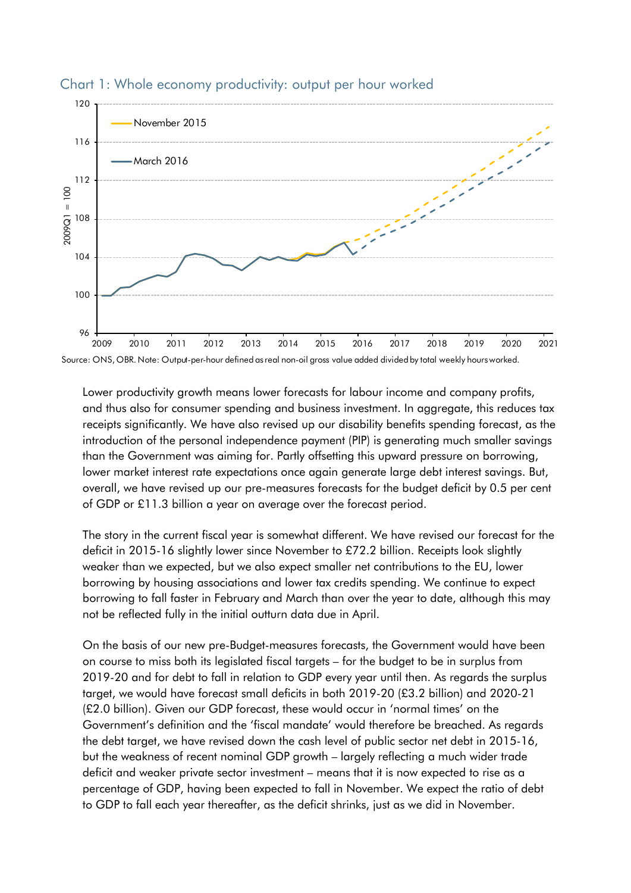Chart 1: Whole economy productivity: output per hour worked

Source: ONS, OBR. Note: Output-per-hour defined as real non-oil gross value added divided by total weekly hours worked.

Lower productivity growth means lower forecasts for labour income and company profits, and thus also for consumer spending and business investment. In aggregate, this reduces tax receipts significantly. We have also revised up our disability benefits spending forecast, as the introduction of the personal independence payment (PIP) is generating much smaller savings than the Government was aiming for. Partly offsetting this upward pressure on borrowing, lower market interest rate expectations once again generate large debt interest savings. But, overall, we have revised up our pre-measures forecasts for the budget deficit by 0.5 per cent of GDP or £11.3 billion a year on average over the forecast period.

The story in the current fiscal year is somewhat different. We have revised our forecast for the deficit in 2015-16 slightly lower since November to £72.2 billion. Receipts look slightly weaker than we expected, but we also expect smaller net contributions to the EU, lower borrowing by housing associations and lower tax credits spending. We continue to expect borrowing to fall faster in February and March than over the year to date, although this may not be reflected fully in the initial outturn data due in April.

On the basis of our new pre-Budget-measures forecasts, the Government would have been on course to miss both its legislated fiscal targets – for the budget to be in surplus from 2019-20 and for debt to fall in relation to GDP every year until then. As regards the surplus target, we would have forecast small deficits in both 2019-20 (£3.2 billion) and 2020-21 (£2.0 billion). Given our GDP forecast, these would occur in 'normal times' on the Government's definition and the 'fiscal mandate' would therefore be breached. As regards the debt target, we have revised down the cash level of public sector net debt in 2015-16, but the weakness of recent nominal GDP growth – largely reflecting a much wider trade deficit and weaker private sector investment – means that it is now expected to rise as a percentage of GDP, having been expected to fall in November. We expect the ratio of debt to GDP to fall each year thereafter, as the deficit shrinks, just as we did in November.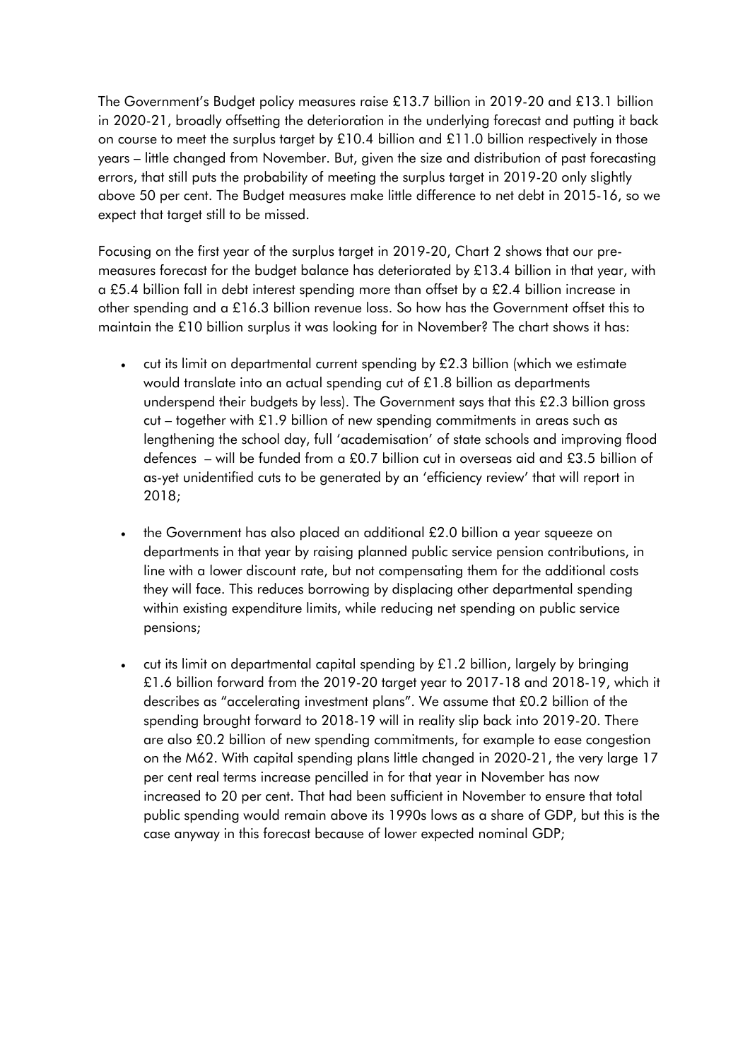The Government's Budget policy measures raise £13.7 billion in 2019-20 and £13.1 billion in 2020-21, broadly offsetting the deterioration in the underlying forecast and putting it back on course to meet the surplus target by £10.4 billion and £11.0 billion respectively in those years – little changed from November. But, given the size and distribution of past forecasting errors, that still puts the probability of meeting the surplus target in 2019-20 only slightly above 50 per cent. The Budget measures make little difference to net debt in 2015-16, so we expect that target still to be missed.

Focusing on the first year of the surplus target in 2019-20, Chart 2 shows that our pre-measures forecast for the budget balance has deteriorated by £13.4 billion in that year, with a £5.4 billion fall in debt interest spending more than offset by a £2.4 billion increase in other spending and a £16.3 billion revenue loss. So how has the Government offset this to maintain the £10 billion surplus it was looking for in November? The chart shows it has:

- cut its limit on departmental current spending by £2.3 billion (which we estimate would translate into an actual spending cut of £1.8 billion as departments underspend their budgets by less). The Government says that this £2.3 billion gross cut – together with £1.9 billion of new spending commitments in areas such as lengthening the school day, full 'academisation' of state schools and improving flood defences – will be funded from a £0.7 billion cut in overseas aid and £3.5 billion of as-yet unidentified cuts to be generated by an 'efficiency review' that will report in 2018;

- the Government has also placed an additional £2.0 billion a year squeeze on departments in that year by raising planned public service pension contributions, in line with a lower discount rate, but not compensating them for the additional costs they will face. This reduces borrowing by displacing other departmental spending within existing expenditure limits, while reducing net spending on public service pensions;

- cut its limit on departmental capital spending by £1.2 billion, largely by bringing £1.6 billion forward from the 2019-20 target year to 2017-18 and 2018-19, which it describes as "accelerating investment plans". We assume that £0.2 billion of the spending brought forward to 2018-19 will in reality slip back into 2019-20. There are also £0.2 billion of new spending commitments, for example to ease congestion on the M62. With capital spending plans little changed in 2020-21, the very large 17 per cent real terms increase pencilled in for that year in November has now increased to 20 per cent. That had been sufficient in November to ensure that total public spending would remain above its 1990s lows as a share of GDP, but this is the case anyway in this forecast because of lower expected nominal GDP;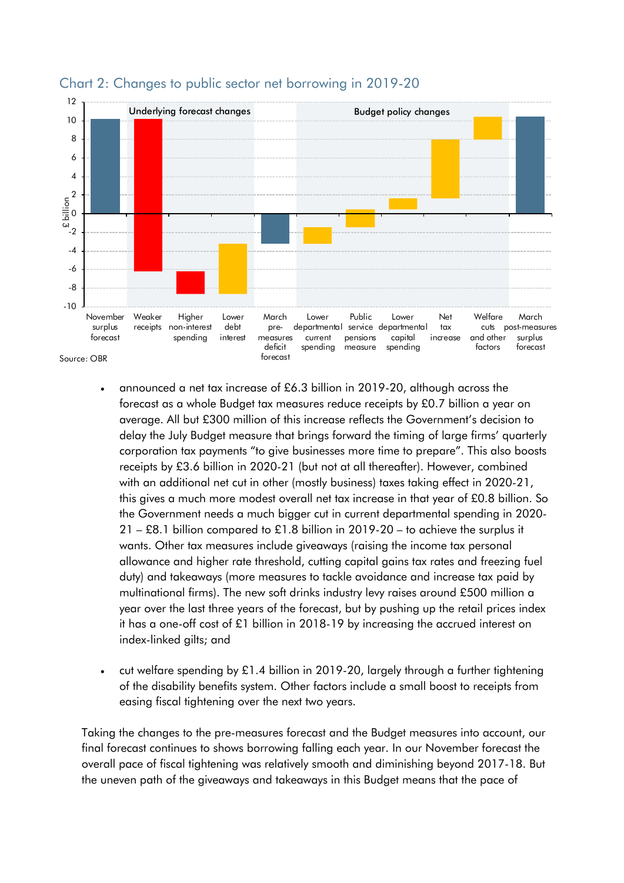Chart 2: Changes to public sector net borrowing in 2019-20

Source: OBR

- announced a net tax increase of £6.3 billion in 2019-20, although across the forecast as a whole Budget tax measures reduce receipts by £0.7 billion a year on average. All but £300 million of this increase reflects the Government's decision to delay the July Budget measure that brings forward the timing of large firms' quarterly corporation tax payments "to give businesses more time to prepare". This also boosts receipts by £3.6 billion in 2020-21 (but not at all thereafter). However, combined with an additional net cut in other (mostly business) taxes taking effect in 2020-21, this gives a much more modest overall net tax increase in that year of £0.8 billion. So the Government needs a much bigger cut in current departmental spending in 2020-21 – £8.1 billion compared to £1.8 billion in 2019-20 – to achieve the surplus it wants. Other tax measures include giveaways (raising the income tax personal allowance and higher rate threshold, cutting capital gains tax rates and freezing fuel duty) and takeaways (more measures to tackle avoidance and increase tax paid by multinational firms). The new soft drinks industry levy raises around £500 million a year over the last three years of the forecast, but by pushing up the retail prices index it has a one-off cost of £1 billion in 2018-19 by increasing the accrued interest on index-linked gilts; and

- cut welfare spending by £1.4 billion in 2019-20, largely through a further tightening of the disability benefits system. Other factors include a small boost to receipts from easing fiscal tightening over the next two years.

Taking the changes to the pre-measures forecast and the Budget measures into account, our final forecast continues to shows borrowing falling each year. In our November forecast the overall pace of fiscal tightening was relatively smooth and diminishing beyond 2017-18. But the uneven path of the giveaways and takeaways in this Budget means that the pace of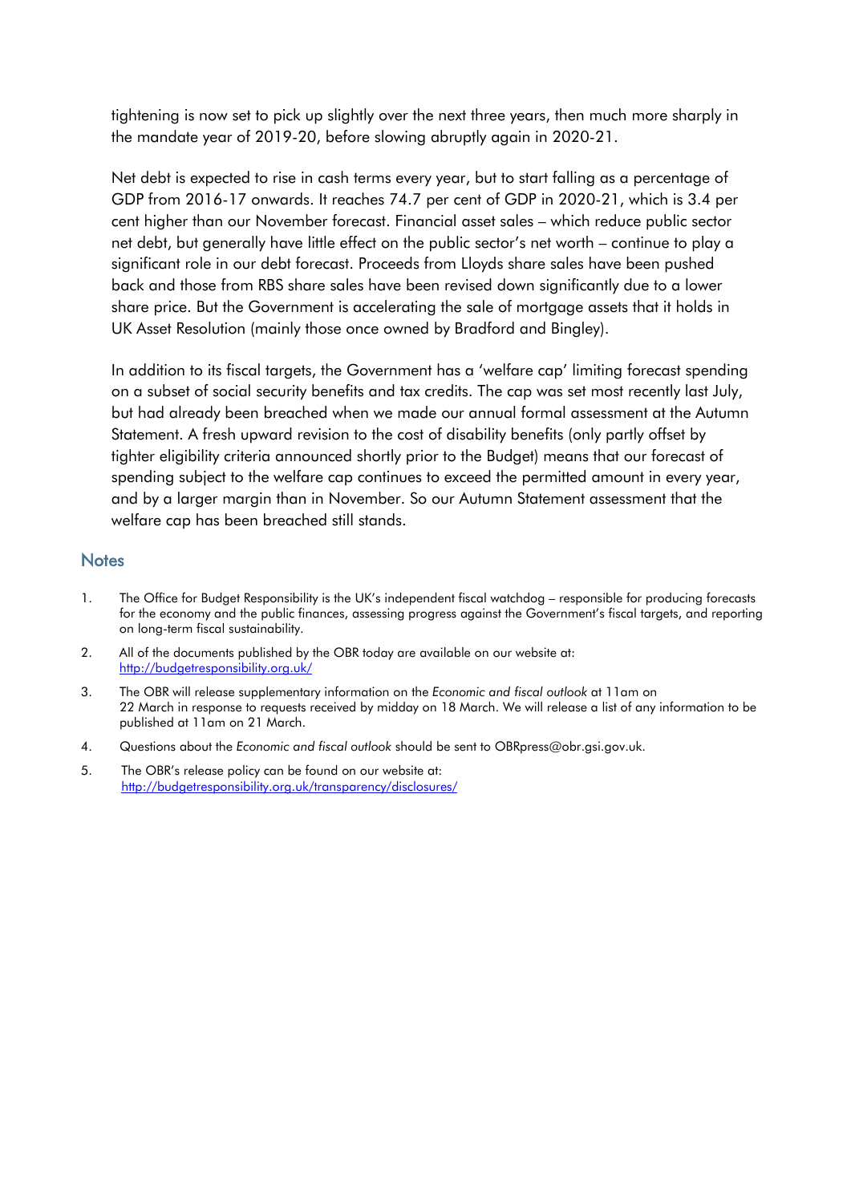tightening is now set to pick up slightly over the next three years, then much more sharply in the mandate year of 2019-20, before slowing abruptly again in 2020-21.

Net debt is expected to rise in cash terms every year, but to start falling as a percentage of GDP from 2016-17 onwards. It reaches 74.7 per cent of GDP in 2020-21, which is 3.4 per cent higher than our November forecast. Financial asset sales – which reduce public sector net debt, but generally have little effect on the public sector's net worth – continue to play a significant role in our debt forecast. Proceeds from Lloyds share sales have been pushed back and those from RBS share sales have been revised down significantly due to a lower share price. But the Government is accelerating the sale of mortgage assets that it holds in UK Asset Resolution (mainly those once owned by Bradford and Bingley).

In addition to its fiscal targets, the Government has a 'welfare cap' limiting forecast spending on a subset of social security benefits and tax credits. The cap was set most recently last July, but had already been breached when we made our annual formal assessment at the Autumn Statement. A fresh upward revision to the cost of disability benefits (only partly offset by tighter eligibility criteria announced shortly prior to the Budget) means that our forecast of spending subject to the welfare cap continues to exceed the permitted amount in every year, and by a larger margin than in November. So our Autumn Statement assessment that the welfare cap has been breached still stands.

## Notes

1. The Office for Budget Responsibility is the UK's independent fiscal watchdog – responsible for producing forecasts for the economy and the public finances, assessing progress against the Government's fiscal targets, and reporting on long-term fiscal sustainability.
2. All of the documents published by the OBR today are available on our website at: http://budgetresponsibility.org.uk/
3. The OBR will release supplementary information on the *Economic and fiscal outlook* at 11am on 22 March in response to requests received by midday on 18 March. We will release a list of any information to be published at 11am on 21 March.
4. Questions about the *Economic and fiscal outlook* should be sent to OBRpress@obr.gsi.gov.uk.
5. The OBR's release policy can be found on our website at: http://budgetresponsibility.org.uk/transparency/disclosures/